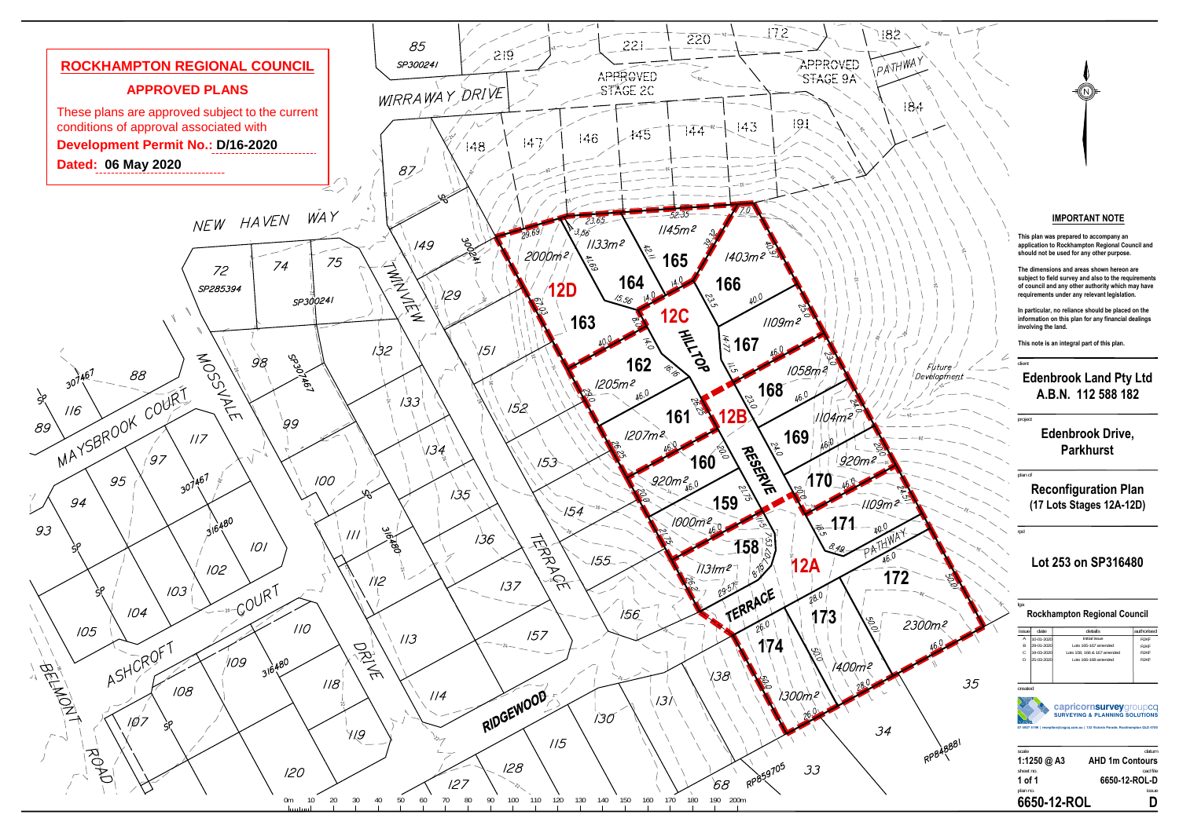## ROCKHAMPTON REGIONAL COUNCIL

**APPROVED PLANS**

These plans are approved subject to the current conditions of approval associated with

**Development Permit No.: D/16-2020**

**Dated: 06 May 2020**

### IMPORTANT NOTE

**This plan was prepared to accompany an application to Rockhampton Regional Council and should not be used for any other purpose.**

**The dimensions and areas shown hereon are subject to field survey and also to the requirements of council and any other authority which may have requirements under any relevant legislation.**

**In particular, no reliance should be placed on the information on this plan for any financial dealings involving the land.**

**This note is an integral part of this plan.**

client

**Edenbrook Land Pty Ltd**
**A.B.N. 112 588 182**

project

**Edenbrook Drive, Parkhurst**

plan of

**Reconfiguration Plan (17 Lots Stages 12A-12D)**

rpd

**Lot 253 on SP316480**

lga

**Rockhampton Regional Council**

| issue | date | details | authorised |
|---|---|---|---|
| A | 10-01-2020 | Initial issue | RJKF |
| B | 29-01-2020 | Lots 165-167 amended | RJKF |
| C | 19-03-2020 | Lots 159, 166 & 167 amended | RJKF |
| D | 25-03-2020 | Lots 166-168 amended | RJKF |

created

**capricornsurveygroupcq**
**SURVEYING & PLANNING SOLUTIONS**

| scale | datum |
|---|---|
| 1:1250 @ A3 | AHD 1m Contours |
| sheet no. | cad file |
| 1 of 1 | 6650-12-ROL-D |
| plan no. | issue |
| 6650-12-ROL | D |

| Lot | Area |
|---|---|
| 159 | 1000m² |
| 160 | 920m² |
| 161 | 1207m² |
| 162 | 1205m² |
| 163 | 2000m² |
| 164 | 1133m² |
| 165 | 1145m² |
| 166 | 1403m² |
| 167 | 1109m² |
| 168 | 1058m² |
| 169 | 1104m² |
| 170 | 920m² |
| 171 | 1109m² |
| 172 | 2300m² |
| 173 | 1400m² |
| 174 | 1300m² |
| 158 | 1131m² |

Stages: 12A, 12B, 12C, 12D

Roads: HILLTOP RESERVE, TERRACE, PATHWAY, WIRRAWAY DRIVE, NEW HAVEN WAY, TWINVIEW, MOSSVALE, MAYSBROOK COURT, ASHCROFT COURT, DRIVE, RIDGEWOOD TERRACE, BELMONT ROAD

APPROVED STAGE 2C; APPROVED STAGE 9A; Future Development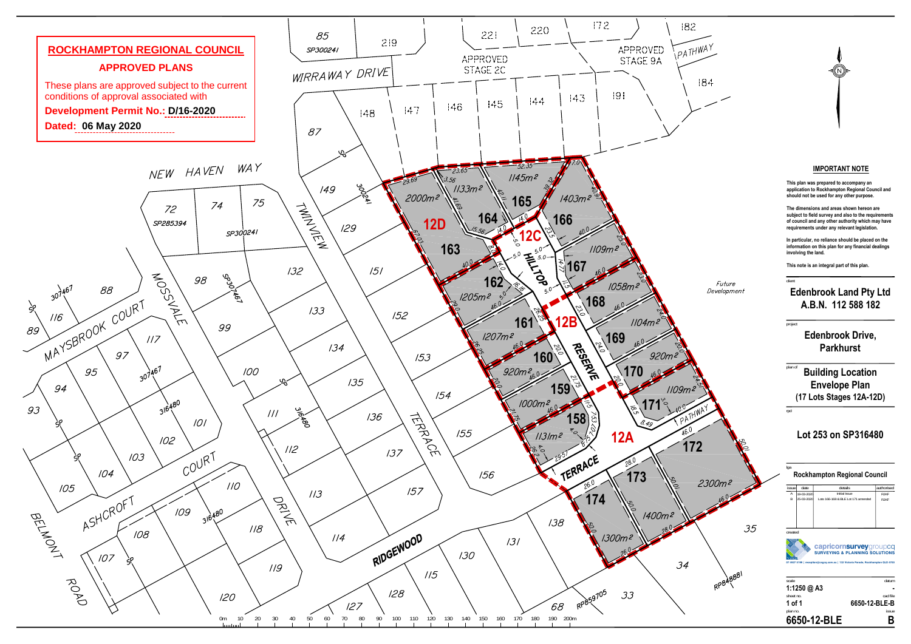**ROCKHAMPTON REGIONAL COUNCIL**

**APPROVED PLANS**

These plans are approved subject to the current conditions of approval associated with

**Development Permit No.: D/16-2020**

**Dated: 06 May 2020**

**IMPORTANT NOTE**

This plan was prepared to accompany an application to Rockhampton Regional Council and should not be used for any other purpose.

The dimensions and areas shown hereon are subject to field survey and also to the requirements of council and any other authority which may have requirements under any relevant legislation.

In particular, no reliance should be placed on the information on this plan for any financial dealings involving the land.

This note is an integral part of this plan.

client

**Edenbrook Land Pty Ltd**
**A.B.N. 112 588 182**

project

**Edenbrook Drive, Parkhurst**

plan of

**Building Location Envelope Plan (17 Lots Stages 12A-12D)**

rpd

**Lot 253 on SP316480**

lga

**Rockhampton Regional Council**

| issue | date | details | authorised |
|---|---|---|---|
| A | 19-03-2020 | Initial issue | RJKF |
| B | 25-03-2020 | Lots 166-168 & BLE Lot 171 amended | RJKF |

created

capricornsurveygroupcq
SURVEYING & PLANNING SOLUTIONS

scale: **1:1250 @ A3**
datum: -
sheet no.: **1 of 1**
cad file: **6650-12-BLE-B**
plan no.: **6650-12-BLE**
issue: **B**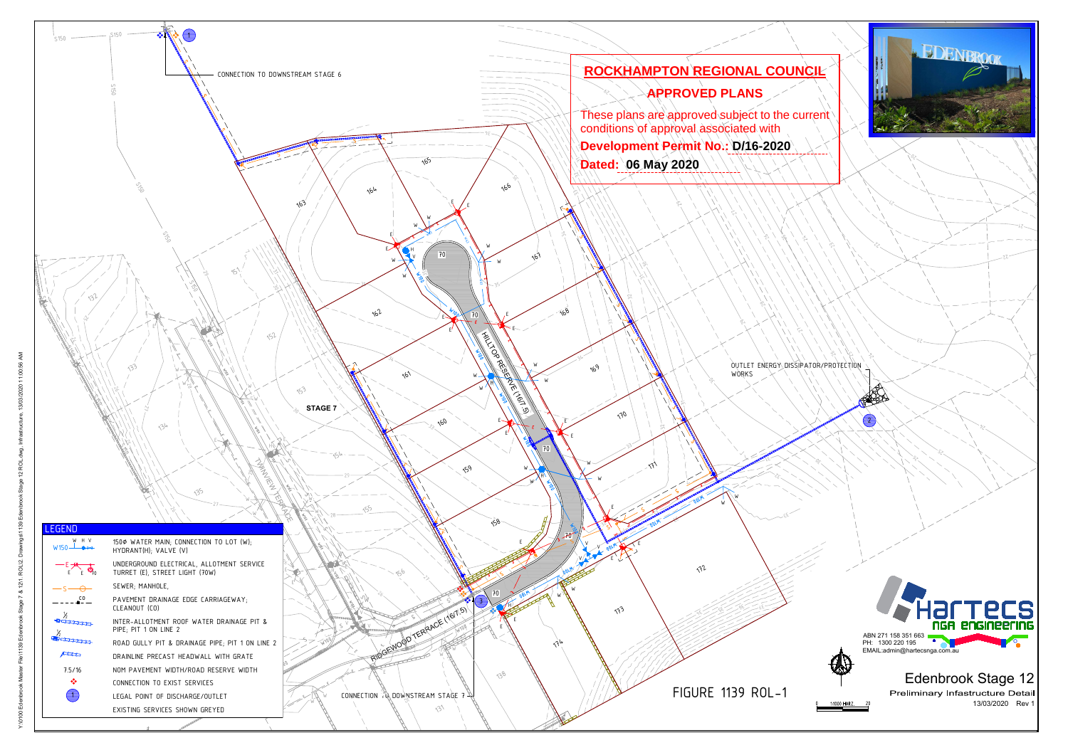## ROCKHAMPTON REGIONAL COUNCIL

### APPROVED PLANS

These plans are approved subject to the current conditions of approval associated with

**Development Permit No.: D/16-2020**

**Dated: 06 May 2020**

CONNECTION TO DOWNSTREAM STAGE 6

OUTLET ENERGY DISSIPATOR/PROTECTION WORKS

CONNECTION TO DOWNSTREAM STAGE 7

STAGE 7

HILLTOP RESERVE (16/7.5)

RIDGEWOOD TERRACE (16/7.5)

TWINVIEW TERRACE

LEGEND

| | |
|---|---|
| W150 W H V | 150Ø WATER MAIN; CONNECTION TO LOT (W); HYDRANT(H); VALVE (V) |
| E E 70 | UNDERGROUND ELECTRICAL, ALLOTMENT SERVICE TURRET (E), STREET LIGHT (70W) |
| S | SEWER; MANHOLE, |
| CO | PAVEMENT DRAINAGE EDGE CARRIAGEWAY; CLEANOUT (CO) |
| 1/2 | INTER-ALLOTMENT ROOF WATER DRAINAGE PIT & PIPE; PIT 1 ON LINE 2 |
| 1/2 | ROAD GULLY PIT & DRAINAGE PIPE; PIT 1 ON LINE 2 |
| | DRAINLINE PRECAST HEADWALL WITH GRATE |
| 7.5/16 | NOM PAVEMENT WIDTH/ROAD RESERVE WIDTH |
| | CONNECTION TO EXIST SERVICES |
| 1 | LEGAL POINT OF DISCHARGE/OUTLET |
| | EXISTING SERVICES SHOWN GREYED |

FIGURE 1139 ROL-1

HARTECS NGA ENGINEERING

ABN 271 158 351 663
PH: 1300 220 195
EMAIL:admin@hartecsnga.com.au

Edenbrook Stage 12

Preliminary Infrastructure Detail

13/03/2020 Rev 1

0 1:1000 HORZ. 20

Y:\0100 Edenbrook Master File\1139 Edenbrook Stage 7 & 12\1. ROL\2. Drawings\1139 Edenbrook Stage 12 ROL.dwg, Infrastructure, 13/03/2020 11:00:56 AM